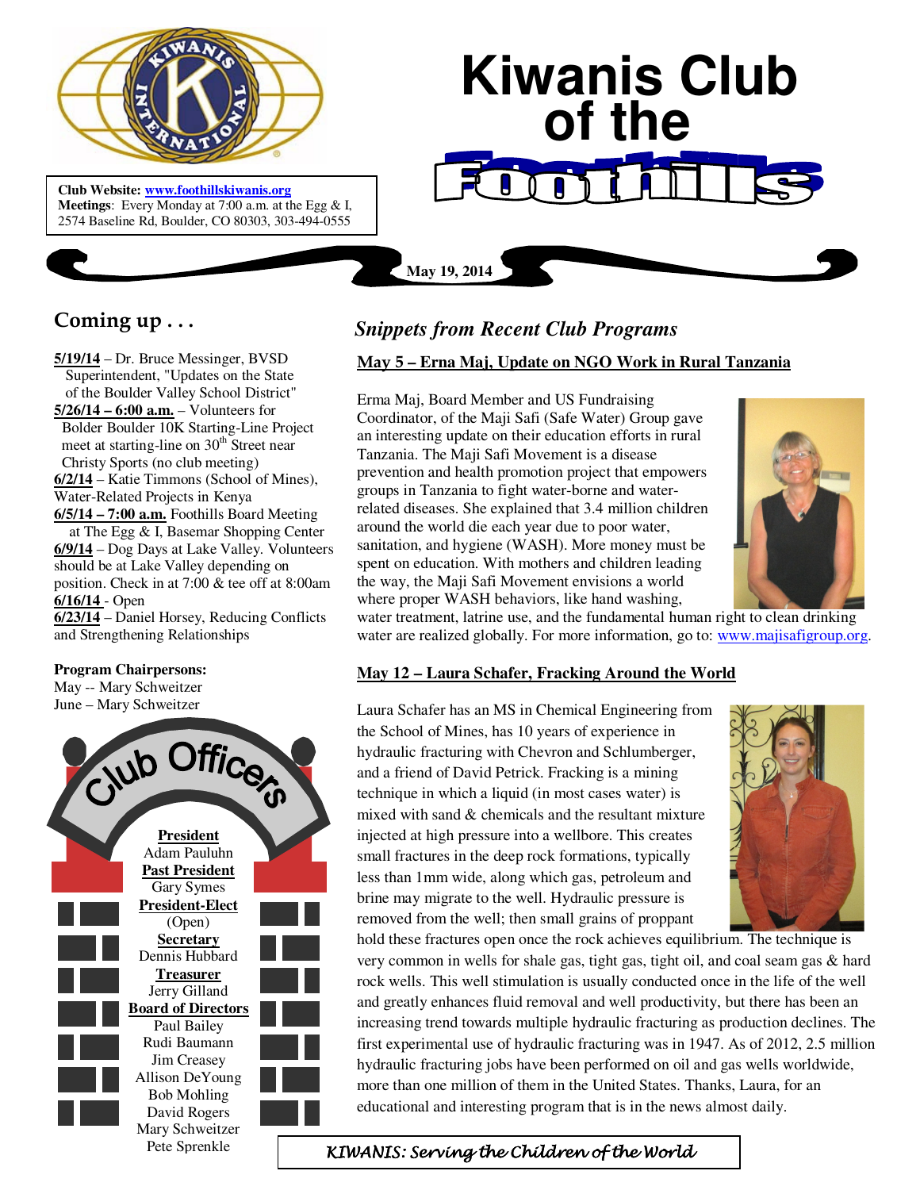# Kiwanis Club of the Foothills

**Club Website: www.foothillskiwanis.org**
**Meetings**: Every Monday at 7:00 a.m. at the Egg & I, 2574 Baseline Rd, Boulder, CO 80303, 303-494-0555

**May 19, 2014**

## Coming up . . .

**5/19/14** – Dr. Bruce Messinger, BVSD Superintendent, "Updates on the State of the Boulder Valley School District"
**5/26/14 – 6:00 a.m.** – Volunteers for Bolder Boulder 10K Starting-Line Project meet at starting-line on 30th Street near Christy Sports (no club meeting)
**6/2/14** – Katie Timmons (School of Mines), Water-Related Projects in Kenya
**6/5/14 – 7:00 a.m.** Foothills Board Meeting at The Egg & I, Basemar Shopping Center
**6/9/14** – Dog Days at Lake Valley. Volunteers should be at Lake Valley depending on position. Check in at 7:00 & tee off at 8:00am
**6/16/14** - Open
**6/23/14** – Daniel Horsey, Reducing Conflicts and Strengthening Relationships

**Program Chairpersons:**
May -- Mary Schweitzer
June – Mary Schweitzer

## Club Officers

**President**
Adam Pauluhn
**Past President**
Gary Symes
**President-Elect**
(Open)
**Secretary**
Dennis Hubbard
**Treasurer**
Jerry Gilland
**Board of Directors**
Paul Bailey
Rudi Baumann
Jim Creasey
Allison DeYoung
Bob Mohling
David Rogers
Mary Schweitzer
Pete Sprenkle

## *Snippets from Recent Club Programs*

### May 5 – Erna Maj, Update on NGO Work in Rural Tanzania

Erma Maj, Board Member and US Fundraising Coordinator, of the Maji Safi (Safe Water) Group gave an interesting update on their education efforts in rural Tanzania. The Maji Safi Movement is a disease prevention and health promotion project that empowers groups in Tanzania to fight water-borne and water-related diseases. She explained that 3.4 million children around the world die each year due to poor water, sanitation, and hygiene (WASH). More money must be spent on education. With mothers and children leading the way, the Maji Safi Movement envisions a world where proper WASH behaviors, like hand washing, water treatment, latrine use, and the fundamental human right to clean drinking water are realized globally. For more information, go to: www.majisafigroup.org.

### May 12 – Laura Schafer, Fracking Around the World

Laura Schafer has an MS in Chemical Engineering from the School of Mines, has 10 years of experience in hydraulic fracturing with Chevron and Schlumberger, and a friend of David Petrick. Fracking is a mining technique in which a liquid (in most cases water) is mixed with sand & chemicals and the resultant mixture injected at high pressure into a wellbore. This creates small fractures in the deep rock formations, typically less than 1mm wide, along which gas, petroleum and brine may migrate to the well. Hydraulic pressure is removed from the well; then small grains of proppant hold these fractures open once the rock achieves equilibrium. The technique is very common in wells for shale gas, tight gas, tight oil, and coal seam gas & hard rock wells. This well stimulation is usually conducted once in the life of the well and greatly enhances fluid removal and well productivity, but there has been an increasing trend towards multiple hydraulic fracturing as production declines. The first experimental use of hydraulic fracturing was in 1947. As of 2012, 2.5 million hydraulic fracturing jobs have been performed on oil and gas wells worldwide, more than one million of them in the United States. Thanks, Laura, for an educational and interesting program that is in the news almost daily.

*KIWANIS: Serving the Children of the World*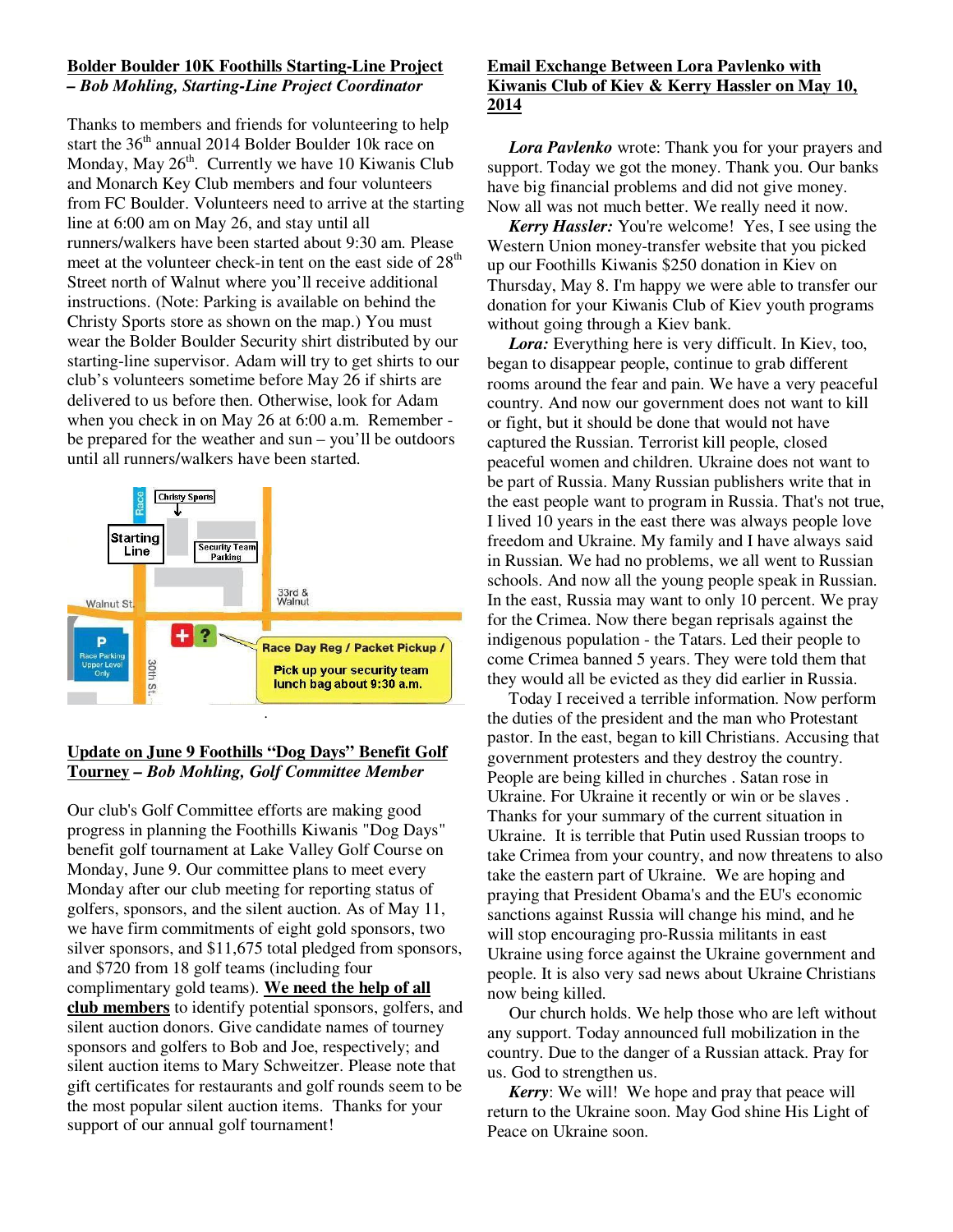**Bolder Boulder 10K Foothills Starting-Line Project** – ***Bob Mohling, Starting-Line Project Coordinator***

Thanks to members and friends for volunteering to help start the 36th annual 2014 Bolder Boulder 10k race on Monday, May 26th. Currently we have 10 Kiwanis Club and Monarch Key Club members and four volunteers from FC Boulder. Volunteers need to arrive at the starting line at 6:00 am on May 26, and stay until all runners/walkers have been started about 9:30 am. Please meet at the volunteer check-in tent on the east side of 28th Street north of Walnut where you'll receive additional instructions. (Note: Parking is available on behind the Christy Sports store as shown on the map.) You must wear the Bolder Boulder Security shirt distributed by our starting-line supervisor. Adam will try to get shirts to our club's volunteers sometime before May 26 if shirts are delivered to us before then. Otherwise, look for Adam when you check in on May 26 at 6:00 a.m. Remember - be prepared for the weather and sun – you'll be outdoors until all runners/walkers have been started.

Race
Christy Sports
Starting Line
Security Team Parking
33rd & Walnut
Walnut St
P
Race Parking Upper Level Only
30th St.
Race Day Reg / Packet Pickup /
Pick up your security team lunch bag about 9:30 a.m.

**Update on June 9 Foothills "Dog Days" Benefit Golf Tourney** – ***Bob Mohling, Golf Committee Member***

Our club's Golf Committee efforts are making good progress in planning the Foothills Kiwanis "Dog Days" benefit golf tournament at Lake Valley Golf Course on Monday, June 9. Our committee plans to meet every Monday after our club meeting for reporting status of golfers, sponsors, and the silent auction. As of May 11, we have firm commitments of eight gold sponsors, two silver sponsors, and $11,675 total pledged from sponsors, and $720 from 18 golf teams (including four complimentary gold teams). **We need the help of all club members** to identify potential sponsors, golfers, and silent auction donors. Give candidate names of tourney sponsors and golfers to Bob and Joe, respectively; and silent auction items to Mary Schweitzer. Please note that gift certificates for restaurants and golf rounds seem to be the most popular silent auction items. Thanks for your support of our annual golf tournament!

**Email Exchange Between Lora Pavlenko with Kiwanis Club of Kiev & Kerry Hassler on May 10, 2014**

***Lora Pavlenko*** wrote: Thank you for your prayers and support. Today we got the money. Thank you. Our banks have big financial problems and did not give money. Now all was not much better. We really need it now.

***Kerry Hassler:*** You're welcome! Yes, I see using the Western Union money-transfer website that you picked up our Foothills Kiwanis $250 donation in Kiev on Thursday, May 8. I'm happy we were able to transfer our donation for your Kiwanis Club of Kiev youth programs without going through a Kiev bank.

***Lora:*** Everything here is very difficult. In Kiev, too, began to disappear people, continue to grab different rooms around the fear and pain. We have a very peaceful country. And now our government does not want to kill or fight, but it should be done that would not have captured the Russian. Terrorist kill people, closed peaceful women and children. Ukraine does not want to be part of Russia. Many Russian publishers write that in the east people want to program in Russia. That's not true, I lived 10 years in the east there was always people love freedom and Ukraine. My family and I have always said in Russian. We had no problems, we all went to Russian schools. And now all the young people speak in Russian. In the east, Russia may want to only 10 percent. We pray for the Crimea. Now there began reprisals against the indigenous population - the Tatars. Led their people to come Crimea banned 5 years. They were told them that they would all be evicted as they did earlier in Russia.

Today I received a terrible information. Now perform the duties of the president and the man who Protestant pastor. In the east, began to kill Christians. Accusing that government protesters and they destroy the country. People are being killed in churches . Satan rose in Ukraine. For Ukraine it recently or win or be slaves . Thanks for your summary of the current situation in Ukraine. It is terrible that Putin used Russian troops to take Crimea from your country, and now threatens to also take the eastern part of Ukraine. We are hoping and praying that President Obama's and the EU's economic sanctions against Russia will change his mind, and he will stop encouraging pro-Russia militants in east Ukraine using force against the Ukraine government and people. It is also very sad news about Ukraine Christians now being killed.

Our church holds. We help those who are left without any support. Today announced full mobilization in the country. Due to the danger of a Russian attack. Pray for us. God to strengthen us.

***Kerry***: We will! We hope and pray that peace will return to the Ukraine soon. May God shine His Light of Peace on Ukraine soon.